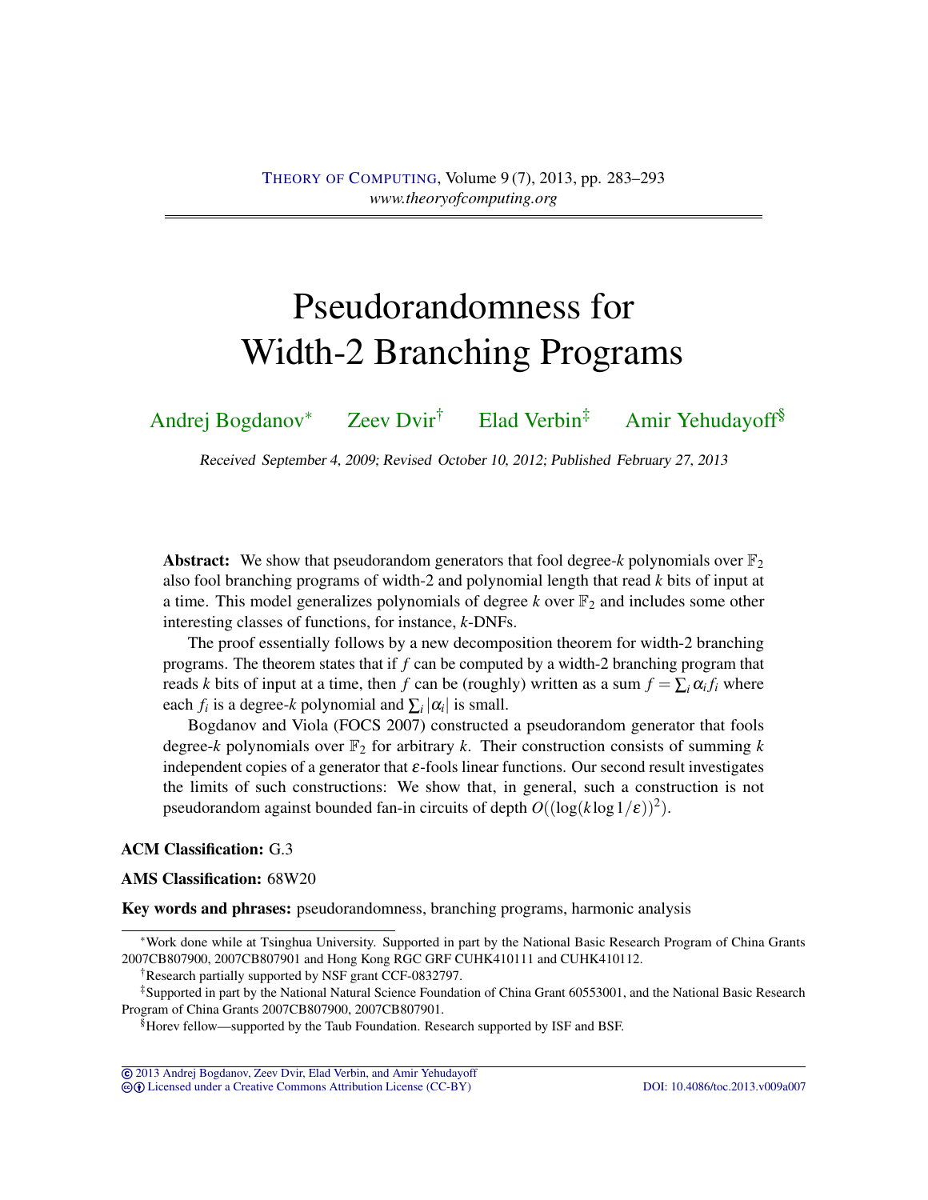# Pseudorandomness for Width-2 Branching Programs

Andrej Bogdanov[*] Zeev Dvir[†] Elad Verbin[‡] Amir Yehudayoff[§]

*Received September 4, 2009; Revised October 10, 2012; Published February 27, 2013*

**Abstract:** We show that pseudorandom generators that fool degree-$k$ polynomials over $\mathbb{F}_2$ also fool branching programs of width-2 and polynomial length that read $k$ bits of input at a time. This model generalizes polynomials of degree $k$ over $\mathbb{F}_2$ and includes some other interesting classes of functions, for instance, $k$-DNFs.

The proof essentially follows by a new decomposition theorem for width-2 branching programs. The theorem states that if $f$ can be computed by a width-2 branching program that reads $k$ bits of input at a time, then $f$ can be (roughly) written as a sum $f = \sum_i \alpha_i f_i$ where each $f_i$ is a degree-$k$ polynomial and $\sum_i |\alpha_i|$ is small.

Bogdanov and Viola (FOCS 2007) constructed a pseudorandom generator that fools degree-$k$ polynomials over $\mathbb{F}_2$ for arbitrary $k$. Their construction consists of summing $k$ independent copies of a generator that $\varepsilon$-fools linear functions. Our second result investigates the limits of such constructions: We show that, in general, such a construction is not pseudorandom against bounded fan-in circuits of depth $O((\log(k \log 1/\varepsilon))^2)$.

**ACM Classification:** G.3

**AMS Classification:** 68W20

**Key words and phrases:** pseudorandomness, branching programs, harmonic analysis

---

[*] Work done while at Tsinghua University. Supported in part by the National Basic Research Program of China Grants 2007CB807900, 2007CB807901 and Hong Kong RGC GRF CUHK410111 and CUHK410112.

[†] Research partially supported by NSF grant CCF-0832797.

[‡] Supported in part by the National Natural Science Foundation of China Grant 60553001, and the National Basic Research Program of China Grants 2007CB807900, 2007CB807901.

[§] Horev fellow—supported by the Taub Foundation. Research supported by ISF and BSF.

© 2013 Andrej Bogdanov, Zeev Dvir, Elad Verbin, and Amir Yehudayoff
Licensed under a Creative Commons Attribution License (CC-BY) DOI: 10.4086/toc.2013.v009a007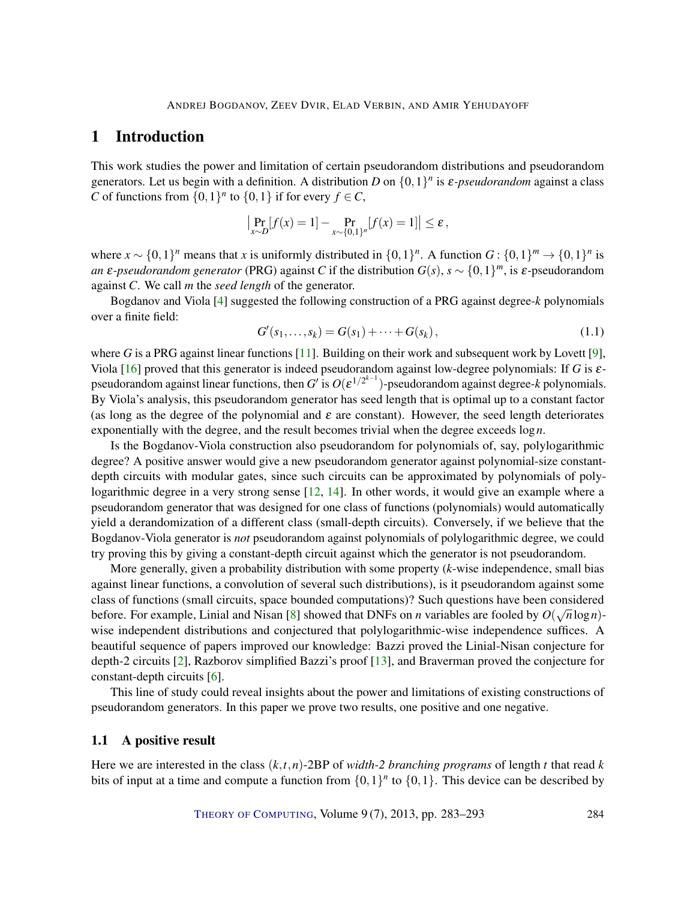## 1 Introduction

This work studies the power and limitation of certain pseudorandom distributions and pseudorandom generators. Let us begin with a definition. A distribution $D$ on $\{0,1\}^n$ is *$\varepsilon$-pseudorandom* against a class $C$ of functions from $\{0,1\}^n$ to $\{0,1\}$ if for every $f \in C$,

$$\big| \Pr_{x \sim D}[f(x)=1] - \Pr_{x \sim \{0,1\}^n}[f(x)=1] \big| \le \varepsilon \,,$$

where $x \sim \{0,1\}^n$ means that $x$ is uniformly distributed in $\{0,1\}^n$. A function $G : \{0,1\}^m \to \{0,1\}^n$ is *an $\varepsilon$-pseudorandom generator* (PRG) against $C$ if the distribution $G(s)$, $s \sim \{0,1\}^m$, is $\varepsilon$-pseudorandom against $C$. We call $m$ the *seed length* of the generator.

Bogdanov and Viola [4] suggested the following construction of a PRG against degree-$k$ polynomials over a finite field:

$$G'(s_1,\dots,s_k) = G(s_1) + \cdots + G(s_k)\,, \tag{1.1}$$

where $G$ is a PRG against linear functions [11]. Building on their work and subsequent work by Lovett [9], Viola [16] proved that this generator is indeed pseudorandom against low-degree polynomials: If $G$ is $\varepsilon$-pseudorandom against linear functions, then $G'$ is $O(\varepsilon^{1/2^{k-1}})$-pseudorandom against degree-$k$ polynomials. By Viola's analysis, this pseudorandom generator has seed length that is optimal up to a constant factor (as long as the degree of the polynomial and $\varepsilon$ are constant). However, the seed length deteriorates exponentially with the degree, and the result becomes trivial when the degree exceeds $\log n$.

Is the Bogdanov-Viola construction also pseudorandom for polynomials of, say, polylogarithmic degree? A positive answer would give a new pseudorandom generator against polynomial-size constant-depth circuits with modular gates, since such circuits can be approximated by polynomials of polylogarithmic degree in a very strong sense [12, 14]. In other words, it would give an example where a pseudorandom generator that was designed for one class of functions (polynomials) would automatically yield a derandomization of a different class (small-depth circuits). Conversely, if we believe that the Bogdanov-Viola generator is *not* pseudorandom against polynomials of polylogarithmic degree, we could try proving this by giving a constant-depth circuit against which the generator is not pseudorandom.

More generally, given a probability distribution with some property ($k$-wise independence, small bias against linear functions, a convolution of several such distributions), is it pseudorandom against some class of functions (small circuits, space bounded computations)? Such questions have been considered before. For example, Linial and Nisan [8] showed that DNFs on $n$ variables are fooled by $O(\sqrt{n}\log n)$-wise independent distributions and conjectured that polylogarithmic-wise independence suffices. A beautiful sequence of papers improved our knowledge: Bazzi proved the Linial-Nisan conjecture for depth-2 circuits [2], Razborov simplified Bazzi's proof [13], and Braverman proved the conjecture for constant-depth circuits [6].

This line of study could reveal insights about the power and limitations of existing constructions of pseudorandom generators. In this paper we prove two results, one positive and one negative.

### 1.1 A positive result

Here we are interested in the class $(k,t,n)$-2BP of *width-2 branching programs* of length $t$ that read $k$ bits of input at a time and compute a function from $\{0,1\}^n$ to $\{0,1\}$. This device can be described by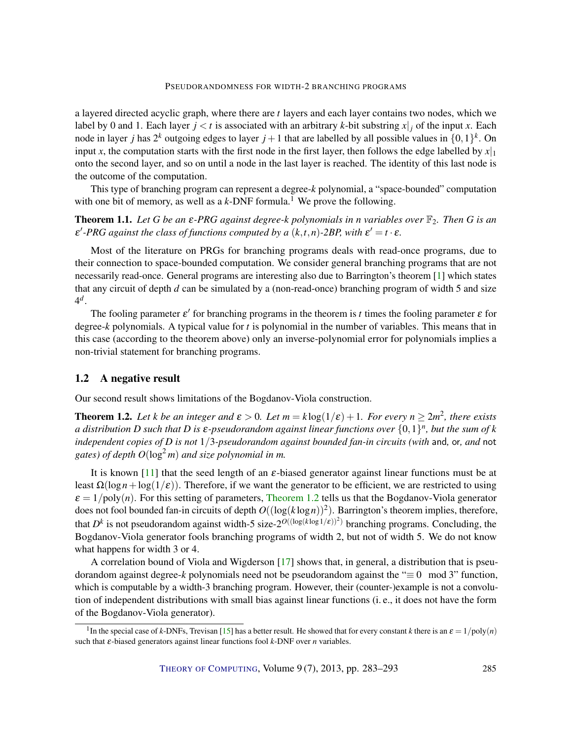a layered directed acyclic graph, where there are $t$ layers and each layer contains two nodes, which we label by 0 and 1. Each layer $j < t$ is associated with an arbitrary $k$-bit substring $x|_j$ of the input $x$. Each node in layer $j$ has $2^k$ outgoing edges to layer $j+1$ that are labelled by all possible values in $\{0,1\}^k$. On input $x$, the computation starts with the first node in the first layer, then follows the edge labelled by $x|_1$ onto the second layer, and so on until a node in the last layer is reached. The identity of this last node is the outcome of the computation.

This type of branching program can represent a degree-$k$ polynomial, a "space-bounded" computation with one bit of memory, as well as a $k$-DNF formula.[1] We prove the following.

**Theorem 1.1.** *Let $G$ be an $\varepsilon$-PRG against degree-$k$ polynomials in $n$ variables over $\mathbb{F}_2$. Then $G$ is an $\varepsilon'$-PRG against the class of functions computed by a $(k,t,n)$-2BP, with $\varepsilon' = t \cdot \varepsilon$.*

Most of the literature on PRGs for branching programs deals with read-once programs, due to their connection to space-bounded computation. We consider general branching programs that are not necessarily read-once. General programs are interesting also due to Barrington's theorem [1] which states that any circuit of depth $d$ can be simulated by a (non-read-once) branching program of width 5 and size $4^d$.

The fooling parameter $\varepsilon'$ for branching programs in the theorem is $t$ times the fooling parameter $\varepsilon$ for degree-$k$ polynomials. A typical value for $t$ is polynomial in the number of variables. This means that in this case (according to the theorem above) only an inverse-polynomial error for polynomials implies a non-trivial statement for branching programs.

## 1.2 A negative result

Our second result shows limitations of the Bogdanov-Viola construction.

**Theorem 1.2.** *Let $k$ be an integer and $\varepsilon > 0$. Let $m = k\log(1/\varepsilon) + 1$. For every $n \geq 2m^2$, there exists a distribution $D$ such that $D$ is $\varepsilon$-pseudorandom against linear functions over $\{0,1\}^n$, but the sum of $k$ independent copies of $D$ is not $1/3$-pseudorandom against bounded fan-in circuits (with* and*,* or*, and* not *gates) of depth $O(\log^2 m)$ and size polynomial in $m$.*

It is known [11] that the seed length of an $\varepsilon$-biased generator against linear functions must be at least $\Omega(\log n + \log(1/\varepsilon))$. Therefore, if we want the generator to be efficient, we are restricted to using $\varepsilon = 1/\mathrm{poly}(n)$. For this setting of parameters, Theorem 1.2 tells us that the Bogdanov-Viola generator does not fool bounded fan-in circuits of depth $O((\log(k\log n))^2)$. Barrington's theorem implies, therefore, that $D^k$ is not pseudorandom against width-5 size-$2^{O((\log(k\log 1/\varepsilon))^2)}$ branching programs. Concluding, the Bogdanov-Viola generator fools branching programs of width 2, but not of width 5. We do not know what happens for width 3 or 4.

A correlation bound of Viola and Wigderson [17] shows that, in general, a distribution that is pseudorandom against degree-$k$ polynomials need not be pseudorandom against the "$\equiv 0 \mod 3$" function, which is computable by a width-3 branching program. However, their (counter-)example is not a convolution of independent distributions with small bias against linear functions (i. e., it does not have the form of the Bogdanov-Viola generator).

[1] In the special case of $k$-DNFs, Trevisan [15] has a better result. He showed that for every constant $k$ there is an $\varepsilon = 1/\mathrm{poly}(n)$ such that $\varepsilon$-biased generators against linear functions fool $k$-DNF over $n$ variables.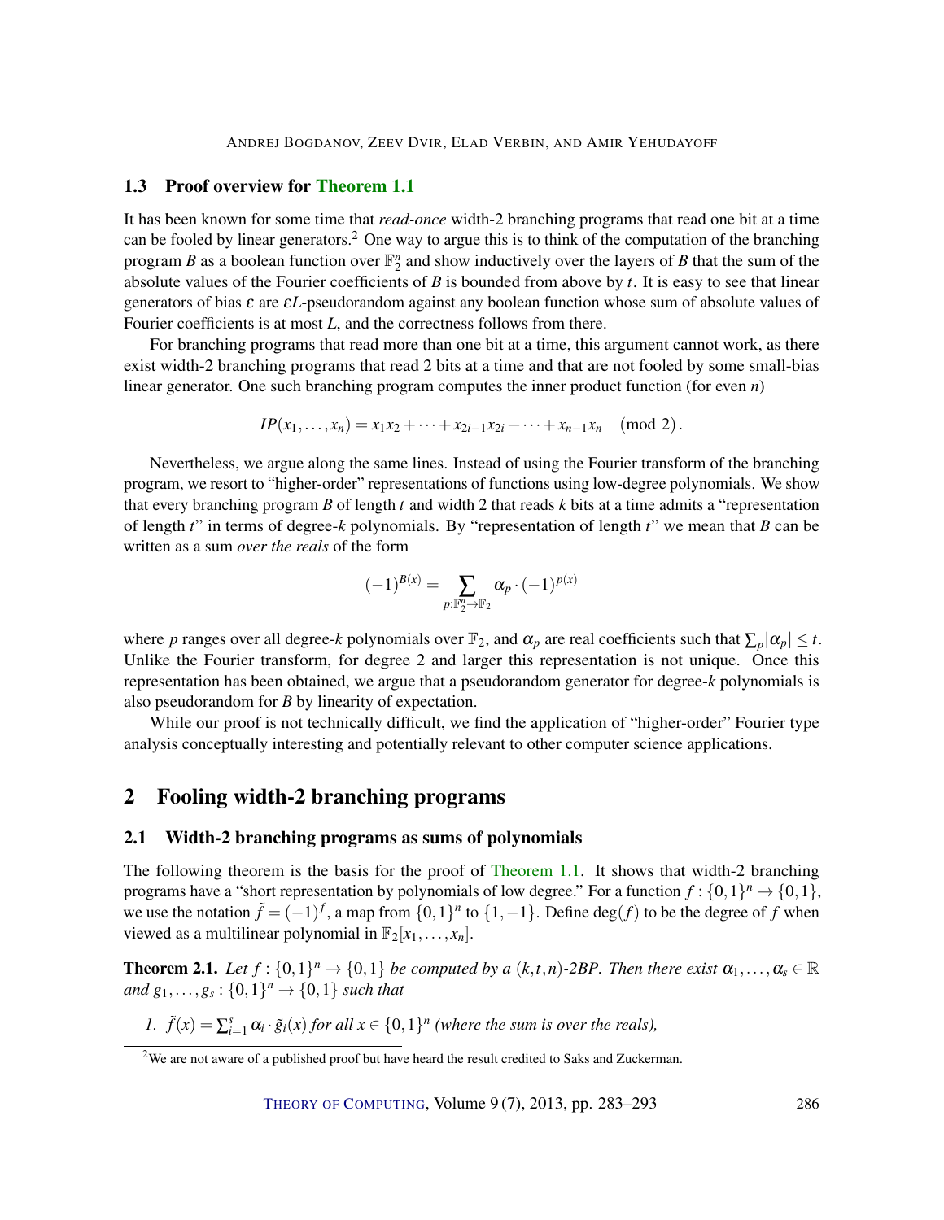### 1.3 Proof overview for Theorem 1.1

It has been known for some time that *read-once* width-2 branching programs that read one bit at a time can be fooled by linear generators.[2] One way to argue this is to think of the computation of the branching program $B$ as a boolean function over $\mathbb{F}_2^n$ and show inductively over the layers of $B$ that the sum of the absolute values of the Fourier coefficients of $B$ is bounded from above by $t$. It is easy to see that linear generators of bias $\varepsilon$ are $\varepsilon L$-pseudorandom against any boolean function whose sum of absolute values of Fourier coefficients is at most $L$, and the correctness follows from there.

For branching programs that read more than one bit at a time, this argument cannot work, as there exist width-2 branching programs that read 2 bits at a time and that are not fooled by some small-bias linear generator. One such branching program computes the inner product function (for even $n$)

$$IP(x_1,\ldots,x_n) = x_1x_2 + \cdots + x_{2i-1}x_{2i} + \cdots + x_{n-1}x_n \pmod 2.$$

Nevertheless, we argue along the same lines. Instead of using the Fourier transform of the branching program, we resort to "higher-order" representations of functions using low-degree polynomials. We show that every branching program $B$ of length $t$ and width 2 that reads $k$ bits at a time admits a "representation of length $t$" in terms of degree-$k$ polynomials. By "representation of length $t$" we mean that $B$ can be written as a sum *over the reals* of the form

$$(-1)^{B(x)} = \sum_{p:\mathbb{F}_2^n \to \mathbb{F}_2} \alpha_p \cdot (-1)^{p(x)}$$

where $p$ ranges over all degree-$k$ polynomials over $\mathbb{F}_2$, and $\alpha_p$ are real coefficients such that $\sum_p |\alpha_p| \le t$. Unlike the Fourier transform, for degree 2 and larger this representation is not unique. Once this representation has been obtained, we argue that a pseudorandom generator for degree-$k$ polynomials is also pseudorandom for $B$ by linearity of expectation.

While our proof is not technically difficult, we find the application of "higher-order" Fourier type analysis conceptually interesting and potentially relevant to other computer science applications.

## 2 Fooling width-2 branching programs

### 2.1 Width-2 branching programs as sums of polynomials

The following theorem is the basis for the proof of Theorem 1.1. It shows that width-2 branching programs have a "short representation by polynomials of low degree." For a function $f : \{0,1\}^n \to \{0,1\}$, we use the notation $\tilde{f} = (-1)^f$, a map from $\{0,1\}^n$ to $\{1,-1\}$. Define $\deg(f)$ to be the degree of $f$ when viewed as a multilinear polynomial in $\mathbb{F}_2[x_1,\ldots,x_n]$.

**Theorem 2.1.** *Let $f : \{0,1\}^n \to \{0,1\}$ be computed by a $(k,t,n)$-2BP. Then there exist $\alpha_1,\ldots,\alpha_s \in \mathbb{R}$ and $g_1,\ldots,g_s : \{0,1\}^n \to \{0,1\}$ such that*

1. $\tilde{f}(x) = \sum_{i=1}^{s} \alpha_i \cdot \tilde{g}_i(x)$ *for all $x \in \{0,1\}^n$ (where the sum is over the reals),*

[2] We are not aware of a published proof but have heard the result credited to Saks and Zuckerman.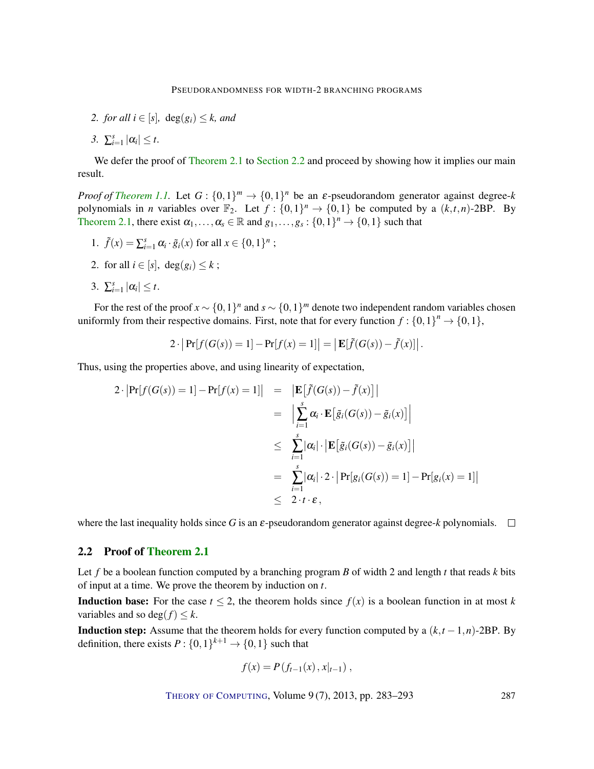2. *for all* $i \in [s]$, $\deg(g_i) \leq k$, *and*

3. $\sum_{i=1}^{s} |\alpha_i| \leq t$.

We defer the proof of Theorem 2.1 to Section 2.2 and proceed by showing how it implies our main result.

*Proof of Theorem 1.1.* Let $G : \{0,1\}^m \to \{0,1\}^n$ be an $\varepsilon$-pseudorandom generator against degree-$k$ polynomials in $n$ variables over $\mathbb{F}_2$. Let $f : \{0,1\}^n \to \{0,1\}$ be computed by a $(k,t,n)$-2BP. By Theorem 2.1, there exist $\alpha_1, \dots, \alpha_s \in \mathbb{R}$ and $g_1, \dots, g_s : \{0,1\}^n \to \{0,1\}$ such that

1. $\tilde{f}(x) = \sum_{i=1}^{s} \alpha_i \cdot \tilde{g}_i(x)$ for all $x \in \{0,1\}^n$ ;

2. for all $i \in [s]$, $\deg(g_i) \leq k$ ;

3. $\sum_{i=1}^{s} |\alpha_i| \leq t$.

For the rest of the proof $x \sim \{0,1\}^n$ and $s \sim \{0,1\}^m$ denote two independent random variables chosen uniformly from their respective domains. First, note that for every function $f : \{0,1\}^n \to \{0,1\}$,

$$2 \cdot \left| \Pr[f(G(s)) = 1] - \Pr[f(x) = 1] \right| = \left| \mathbf{E}[\tilde{f}(G(s)) - \tilde{f}(x)] \right|.$$

Thus, using the properties above, and using linearity of expectation,

$$\begin{aligned}
2 \cdot \left| \Pr[f(G(s)) = 1] - \Pr[f(x) = 1] \right| &= \left| \mathbf{E}\big[\tilde{f}(G(s)) - \tilde{f}(x)\big] \right| \\
&= \left| \sum_{i=1}^{s} \alpha_i \cdot \mathbf{E}\big[\tilde{g}_i(G(s)) - \tilde{g}_i(x)\big] \right| \\
&\leq \sum_{i=1}^{s} |\alpha_i| \cdot \left| \mathbf{E}\big[\tilde{g}_i(G(s)) - \tilde{g}_i(x)\big] \right| \\
&= \sum_{i=1}^{s} |\alpha_i| \cdot 2 \cdot \left| \Pr[g_i(G(s)) = 1] - \Pr[g_i(x) = 1] \right| \\
&\leq 2 \cdot t \cdot \varepsilon ,
\end{aligned}$$

where the last inequality holds since $G$ is an $\varepsilon$-pseudorandom generator against degree-$k$ polynomials. $\square$

## 2.2 Proof of Theorem 2.1

Let $f$ be a boolean function computed by a branching program $B$ of width 2 and length $t$ that reads $k$ bits of input at a time. We prove the theorem by induction on $t$.

**Induction base:** For the case $t \leq 2$, the theorem holds since $f(x)$ is a boolean function in at most $k$ variables and so $\deg(f) \leq k$.

**Induction step:** Assume that the theorem holds for every function computed by a $(k,t-1,n)$-2BP. By definition, there exists $P : \{0,1\}^{k+1} \to \{0,1\}$ such that

$$f(x) = P\left(f_{t-1}(x), x|_{t-1}\right),$$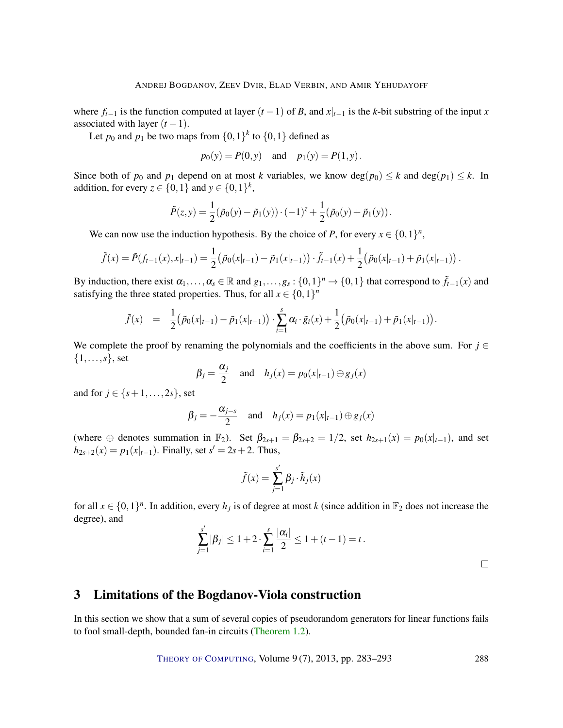where $f_{t-1}$ is the function computed at layer $(t-1)$ of $B$, and $x|_{t-1}$ is the $k$-bit substring of the input $x$ associated with layer $(t-1)$.

Let $p_0$ and $p_1$ be two maps from $\{0,1\}^k$ to $\{0,1\}$ defined as

$$p_0(y) = P(0,y) \quad \text{and} \quad p_1(y) = P(1,y)\,.$$

Since both of $p_0$ and $p_1$ depend on at most $k$ variables, we know $\deg(p_0) \le k$ and $\deg(p_1) \le k$. In addition, for every $z \in \{0,1\}$ and $y \in \{0,1\}^k$,

$$\tilde{P}(z,y) = \frac{1}{2}(\tilde{p}_0(y) - \tilde{p}_1(y)) \cdot (-1)^z + \frac{1}{2}(\tilde{p}_0(y) + \tilde{p}_1(y))\,.$$

We can now use the induction hypothesis. By the choice of $P$, for every $x \in \{0,1\}^n$,

$$\tilde{f}(x) = \tilde{P}(f_{t-1}(x), x|_{t-1}) = \frac{1}{2}\big(\tilde{p}_0(x|_{t-1}) - \tilde{p}_1(x|_{t-1})\big) \cdot \tilde{f}_{t-1}(x) + \frac{1}{2}\big(\tilde{p}_0(x|_{t-1}) + \tilde{p}_1(x|_{t-1})\big)\,.$$

By induction, there exist $\alpha_1, \ldots, \alpha_s \in \mathbb{R}$ and $g_1, \ldots, g_s : \{0,1\}^n \to \{0,1\}$ that correspond to $\tilde{f}_{t-1}(x)$ and satisfying the three stated properties. Thus, for all $x \in \{0,1\}^n$

$$\tilde{f}(x) \;=\; \frac{1}{2}\big(\tilde{p}_0(x|_{t-1}) - \tilde{p}_1(x|_{t-1})\big) \cdot \sum_{i=1}^{s} \alpha_i \cdot \tilde{g}_i(x) + \frac{1}{2}\big(\tilde{p}_0(x|_{t-1}) + \tilde{p}_1(x|_{t-1})\big)\,.$$

We complete the proof by renaming the polynomials and the coefficients in the above sum. For $j \in \{1, \ldots, s\}$, set

$$\beta_j = \frac{\alpha_j}{2} \quad \text{and} \quad h_j(x) = p_0(x|_{t-1}) \oplus g_j(x)$$

and for $j \in \{s+1, \ldots, 2s\}$, set

$$\beta_j = -\frac{\alpha_{j-s}}{2} \quad \text{and} \quad h_j(x) = p_1(x|_{t-1}) \oplus g_j(x)$$

(where $\oplus$ denotes summation in $\mathbb{F}_2$). Set $\beta_{2s+1} = \beta_{2s+2} = 1/2$, set $h_{2s+1}(x) = p_0(x|_{t-1})$, and set $h_{2s+2}(x) = p_1(x|_{t-1})$. Finally, set $s' = 2s+2$. Thus,

$$\tilde{f}(x) = \sum_{j=1}^{s'} \beta_j \cdot \tilde{h}_j(x)$$

for all $x \in \{0,1\}^n$. In addition, every $h_j$ is of degree at most $k$ (since addition in $\mathbb{F}_2$ does not increase the degree), and

$$\sum_{j=1}^{s'} |\beta_j| \le 1 + 2 \cdot \sum_{i=1}^{s} \frac{|\alpha_i|}{2} \le 1 + (t-1) = t\,.$$

□

## 3 Limitations of the Bogdanov-Viola construction

In this section we show that a sum of several copies of pseudorandom generators for linear functions fails to fool small-depth, bounded fan-in circuits (Theorem 1.2).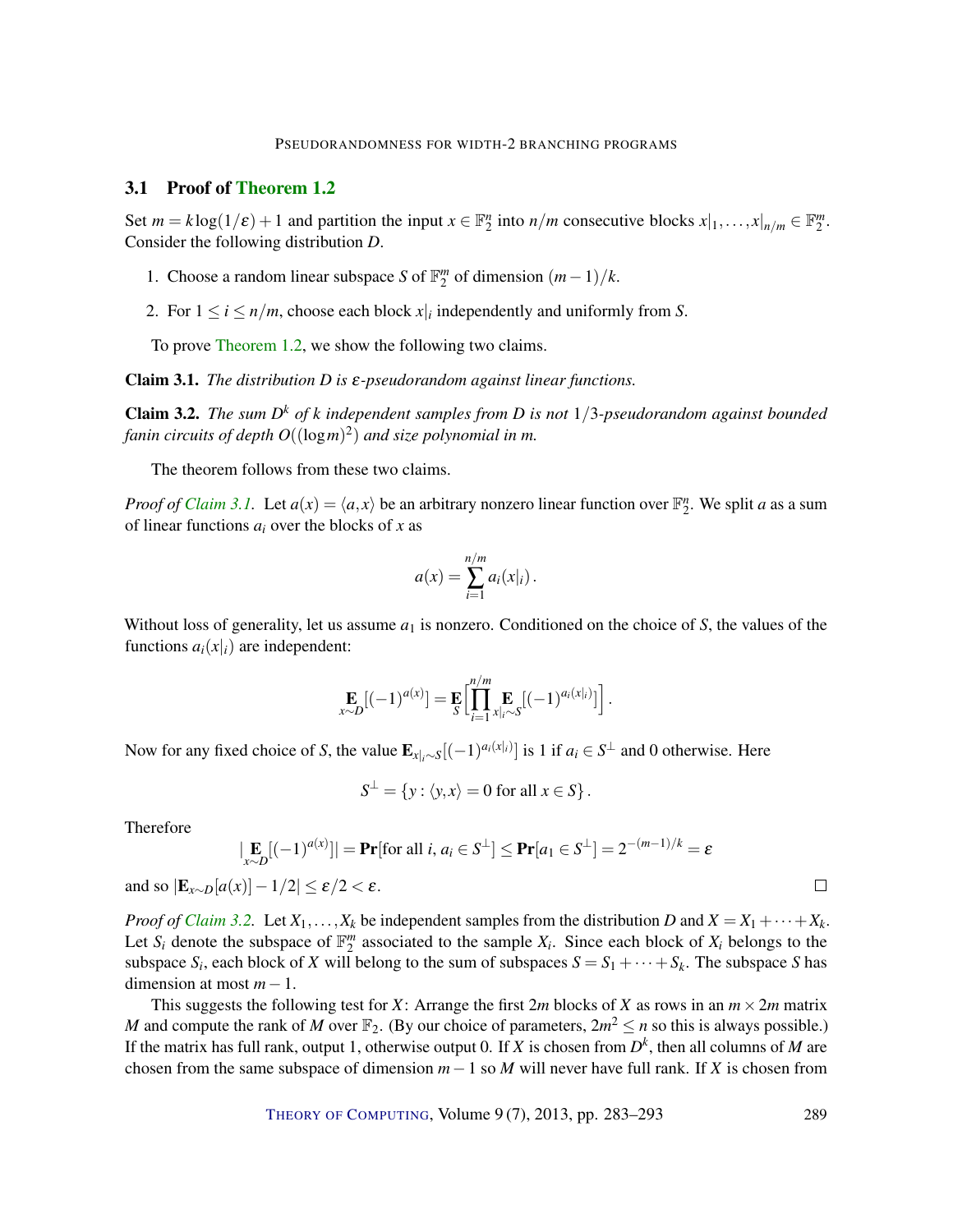### 3.1 Proof of Theorem 1.2

Set $m = k\log(1/\varepsilon)+1$ and partition the input $x \in \mathbb{F}_2^n$ into $n/m$ consecutive blocks $x|_1, \dots, x|_{n/m} \in \mathbb{F}_2^m$. Consider the following distribution $D$.

1. Choose a random linear subspace $S$ of $\mathbb{F}_2^m$ of dimension $(m-1)/k$.
2. For $1 \le i \le n/m$, choose each block $x|_i$ independently and uniformly from $S$.

To prove Theorem 1.2, we show the following two claims.

**Claim 3.1.** *The distribution $D$ is $\varepsilon$-pseudorandom against linear functions.*

**Claim 3.2.** *The sum $D^k$ of $k$ independent samples from $D$ is not $1/3$-pseudorandom against bounded fanin circuits of depth $O((\log m)^2)$ and size polynomial in $m$.*

The theorem follows from these two claims.

*Proof of Claim 3.1.* Let $a(x) = \langle a, x\rangle$ be an arbitrary nonzero linear function over $\mathbb{F}_2^n$. We split $a$ as a sum of linear functions $a_i$ over the blocks of $x$ as

$$a(x) = \sum_{i=1}^{n/m} a_i(x|_i)\,.$$

Without loss of generality, let us assume $a_1$ is nonzero. Conditioned on the choice of $S$, the values of the functions $a_i(x|_i)$ are independent:

$$\mathop{\mathbf{E}}_{x\sim D}[(-1)^{a(x)}] = \mathop{\mathbf{E}}_{S}\Big[\prod_{i=1}^{n/m}\mathop{\mathbf{E}}_{x|_i\sim S}[(-1)^{a_i(x|_i)}]\Big]\,.$$

Now for any fixed choice of $S$, the value $\mathbf{E}_{x|_i\sim S}[(-1)^{a_i(x|_i)}]$ is 1 if $a_i \in S^\perp$ and 0 otherwise. Here

$$S^\perp = \{y : \langle y, x\rangle = 0 \text{ for all } x \in S\}\,.$$

Therefore

$$|\mathop{\mathbf{E}}_{x\sim D}[(-1)^{a(x)}]| = \mathbf{Pr}[\text{for all } i,\, a_i \in S^\perp] \le \mathbf{Pr}[a_1 \in S^\perp] = 2^{-(m-1)/k} = \varepsilon$$

and so $|\mathbf{E}_{x\sim D}[a(x)] - 1/2| \le \varepsilon/2 < \varepsilon$. □

*Proof of Claim 3.2.* Let $X_1, \dots, X_k$ be independent samples from the distribution $D$ and $X = X_1 + \cdots + X_k$. Let $S_i$ denote the subspace of $\mathbb{F}_2^m$ associated to the sample $X_i$. Since each block of $X_i$ belongs to the subspace $S_i$, each block of $X$ will belong to the sum of subspaces $S = S_1 + \cdots + S_k$. The subspace $S$ has dimension at most $m-1$.

This suggests the following test for $X$: Arrange the first $2m$ blocks of $X$ as rows in an $m \times 2m$ matrix $M$ and compute the rank of $M$ over $\mathbb{F}_2$. (By our choice of parameters, $2m^2 \le n$ so this is always possible.) If the matrix has full rank, output 1, otherwise output 0. If $X$ is chosen from $D^k$, then all columns of $M$ are chosen from the same subspace of dimension $m-1$ so $M$ will never have full rank. If $X$ is chosen from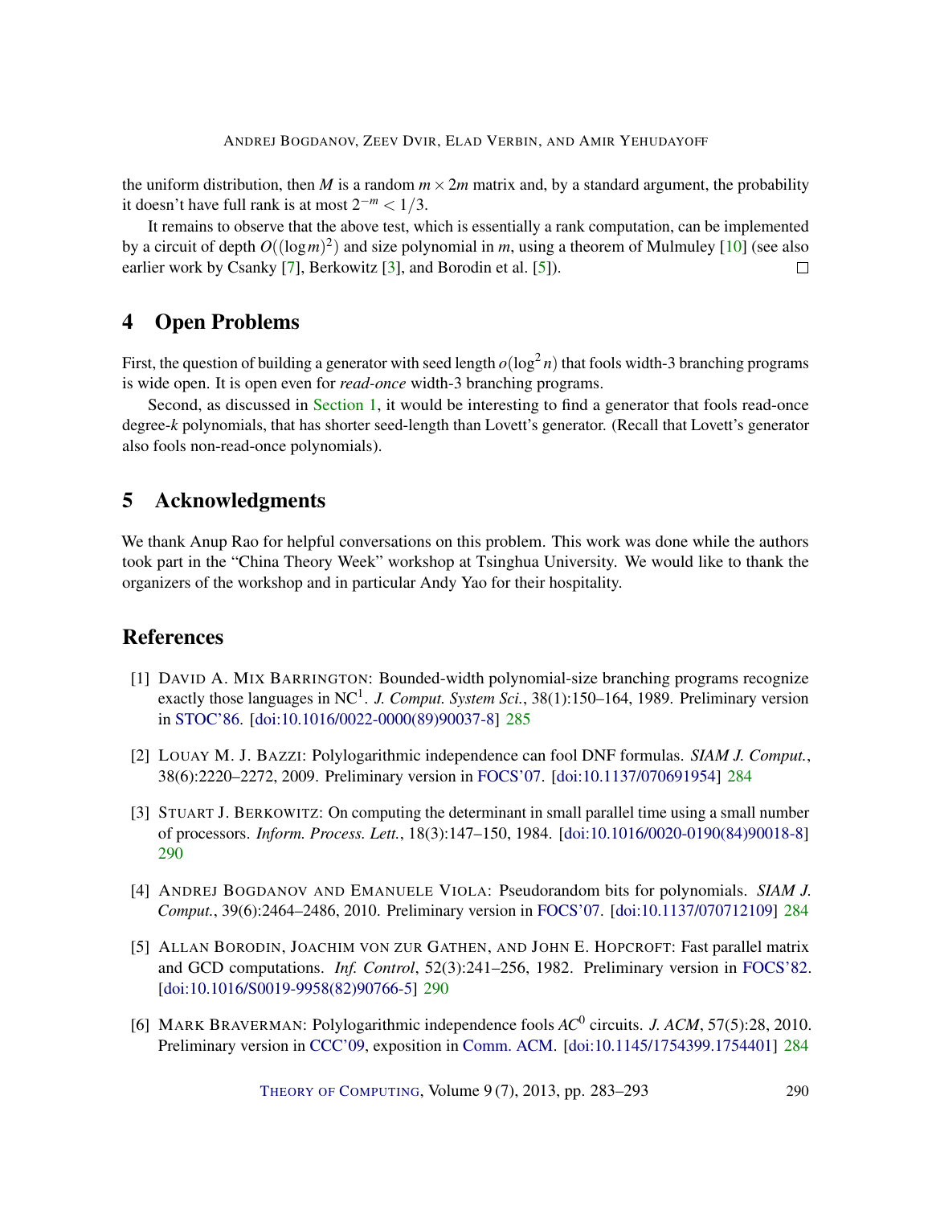the uniform distribution, then $M$ is a random $m \times 2m$ matrix and, by a standard argument, the probability it doesn't have full rank is at most $2^{-m} < 1/3$.

It remains to observe that the above test, which is essentially a rank computation, can be implemented by a circuit of depth $O((\log m)^2)$ and size polynomial in $m$, using a theorem of Mulmuley [10] (see also earlier work by Csanky [7], Berkowitz [3], and Borodin et al. [5]). □

## 4 Open Problems

First, the question of building a generator with seed length $o(\log^2 n)$ that fools width-3 branching programs is wide open. It is open even for *read-once* width-3 branching programs.

Second, as discussed in Section 1, it would be interesting to find a generator that fools read-once degree-$k$ polynomials, that has shorter seed-length than Lovett's generator. (Recall that Lovett's generator also fools non-read-once polynomials).

## 5 Acknowledgments

We thank Anup Rao for helpful conversations on this problem. This work was done while the authors took part in the "China Theory Week" workshop at Tsinghua University. We would like to thank the organizers of the workshop and in particular Andy Yao for their hospitality.

## References

[1] David A. Mix Barrington: Bounded-width polynomial-size branching programs recognize exactly those languages in $\mathrm{NC}^1$. *J. Comput. System Sci.*, 38(1):150–164, 1989. Preliminary version in STOC'86. [doi:10.1016/0022-0000(89)90037-8] 285

[2] Louay M. J. Bazzi: Polylogarithmic independence can fool DNF formulas. *SIAM J. Comput.*, 38(6):2220–2272, 2009. Preliminary version in FOCS'07. [doi:10.1137/070691954] 284

[3] Stuart J. Berkowitz: On computing the determinant in small parallel time using a small number of processors. *Inform. Process. Lett.*, 18(3):147–150, 1984. [doi:10.1016/0020-0190(84)90018-8] 290

[4] Andrej Bogdanov and Emanuele Viola: Pseudorandom bits for polynomials. *SIAM J. Comput.*, 39(6):2464–2486, 2010. Preliminary version in FOCS'07. [doi:10.1137/070712109] 284

[5] Allan Borodin, Joachim von zur Gathen, and John E. Hopcroft: Fast parallel matrix and GCD computations. *Inf. Control*, 52(3):241–256, 1982. Preliminary version in FOCS'82. [doi:10.1016/S0019-9958(82)90766-5] 290

[6] Mark Braverman: Polylogarithmic independence fools $AC^0$ circuits. *J. ACM*, 57(5):28, 2010. Preliminary version in CCC'09, exposition in Comm. ACM. [doi:10.1145/1754399.1754401] 284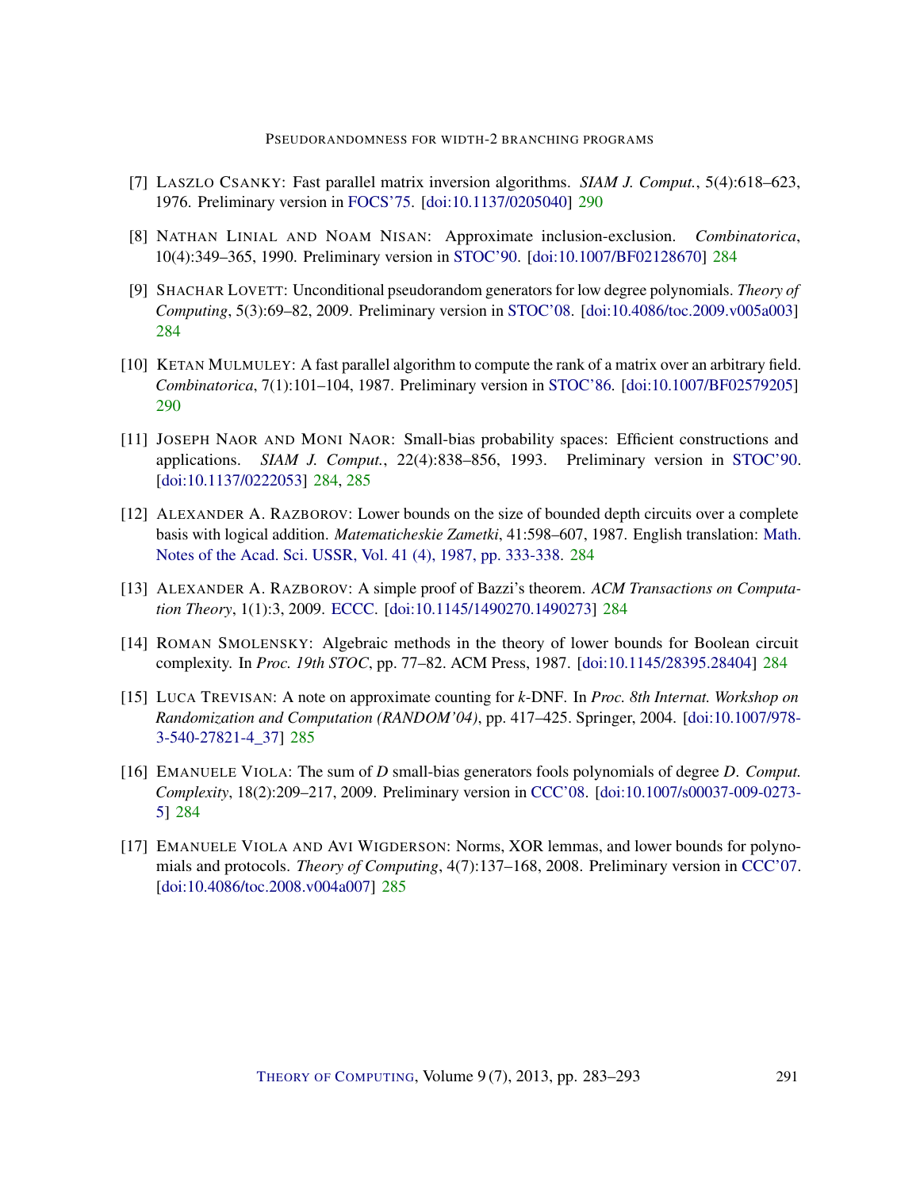[7] Laszlo Csanky: Fast parallel matrix inversion algorithms. *SIAM J. Comput.*, 5(4):618–623, 1976. Preliminary version in FOCS'75. [doi:10.1137/0205040] 290

[8] Nathan Linial and Noam Nisan: Approximate inclusion-exclusion. *Combinatorica*, 10(4):349–365, 1990. Preliminary version in STOC'90. [doi:10.1007/BF02128670] 284

[9] Shachar Lovett: Unconditional pseudorandom generators for low degree polynomials. *Theory of Computing*, 5(3):69–82, 2009. Preliminary version in STOC'08. [doi:10.4086/toc.2009.v005a003] 284

[10] Ketan Mulmuley: A fast parallel algorithm to compute the rank of a matrix over an arbitrary field. *Combinatorica*, 7(1):101–104, 1987. Preliminary version in STOC'86. [doi:10.1007/BF02579205] 290

[11] Joseph Naor and Moni Naor: Small-bias probability spaces: Efficient constructions and applications. *SIAM J. Comput.*, 22(4):838–856, 1993. Preliminary version in STOC'90. [doi:10.1137/0222053] 284, 285

[12] Alexander A. Razborov: Lower bounds on the size of bounded depth circuits over a complete basis with logical addition. *Matematicheskie Zametki*, 41:598–607, 1987. English translation: Math. Notes of the Acad. Sci. USSR, Vol. 41 (4), 1987, pp. 333-338. 284

[13] Alexander A. Razborov: A simple proof of Bazzi's theorem. *ACM Transactions on Computation Theory*, 1(1):3, 2009. ECCC. [doi:10.1145/1490270.1490273] 284

[14] Roman Smolensky: Algebraic methods in the theory of lower bounds for Boolean circuit complexity. In *Proc. 19th STOC*, pp. 77–82. ACM Press, 1987. [doi:10.1145/28395.28404] 284

[15] Luca Trevisan: A note on approximate counting for $k$-DNF. In *Proc. 8th Internat. Workshop on Randomization and Computation (RANDOM'04)*, pp. 417–425. Springer, 2004. [doi:10.1007/978-3-540-27821-4_37] 285

[16] Emanuele Viola: The sum of $D$ small-bias generators fools polynomials of degree $D$. *Comput. Complexity*, 18(2):209–217, 2009. Preliminary version in CCC'08. [doi:10.1007/s00037-009-0273-5] 284

[17] Emanuele Viola and Avi Wigderson: Norms, XOR lemmas, and lower bounds for polynomials and protocols. *Theory of Computing*, 4(7):137–168, 2008. Preliminary version in CCC'07. [doi:10.4086/toc.2008.v004a007] 285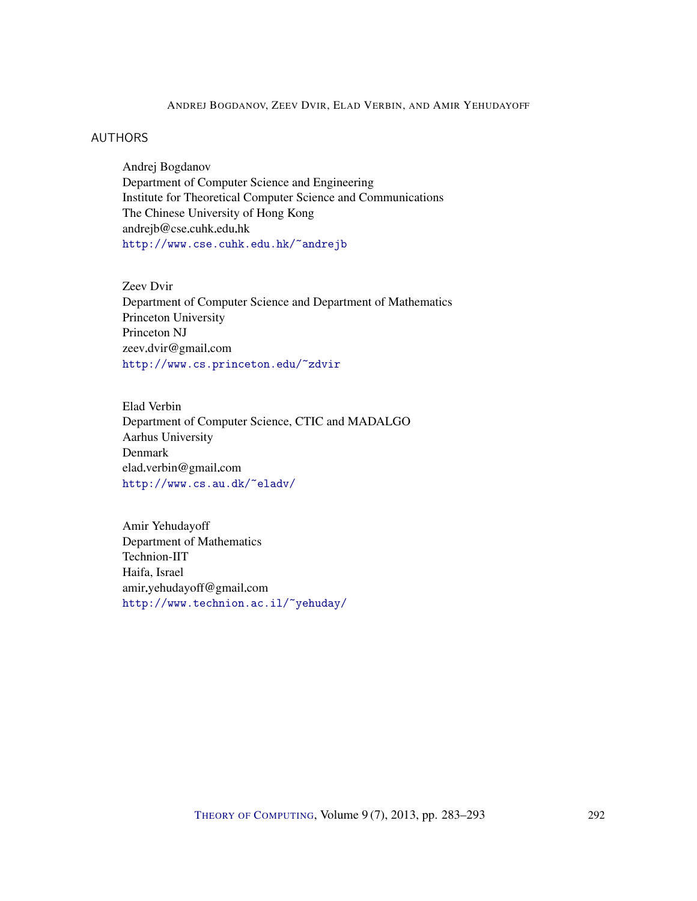## AUTHORS

Andrej Bogdanov
Department of Computer Science and Engineering
Institute for Theoretical Computer Science and Communications
The Chinese University of Hong Kong
andrejb@cse.cuhk.edu.hk
http://www.cse.cuhk.edu.hk/~andrejb

Zeev Dvir
Department of Computer Science and Department of Mathematics
Princeton University
Princeton NJ
zeev.dvir@gmail.com
http://www.cs.princeton.edu/~zdvir

Elad Verbin
Department of Computer Science, CTIC and MADALGO
Aarhus University
Denmark
elad.verbin@gmail.com
http://www.cs.au.dk/~eladv/

Amir Yehudayoff
Department of Mathematics
Technion-IIT
Haifa, Israel
amir.yehudayoff@gmail.com
http://www.technion.ac.il/~yehuday/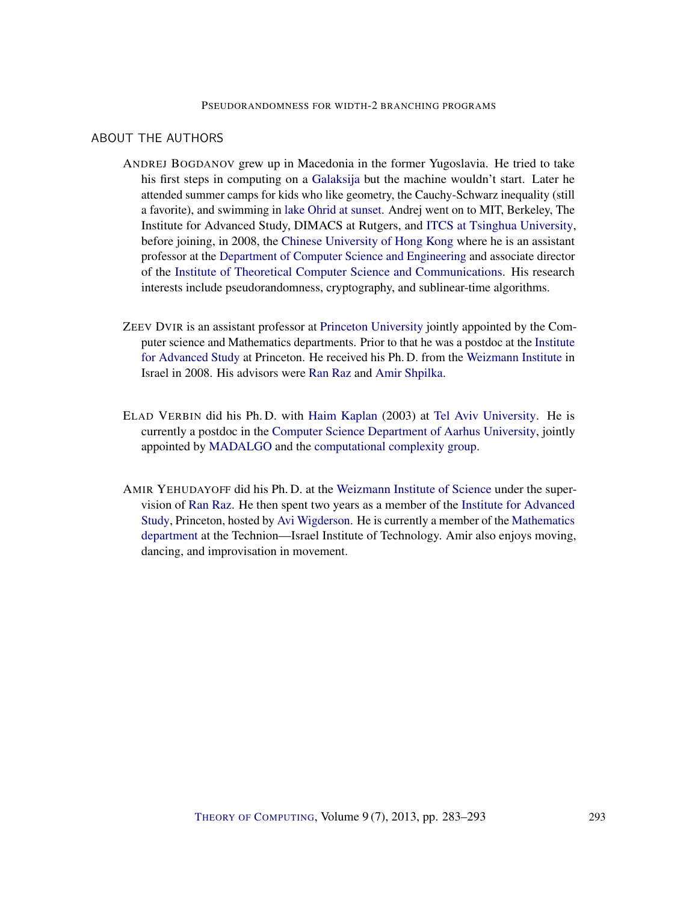## ABOUT THE AUTHORS

ANDREJ BOGDANOV grew up in Macedonia in the former Yugoslavia. He tried to take his first steps in computing on a Galaksija but the machine wouldn't start. Later he attended summer camps for kids who like geometry, the Cauchy-Schwarz inequality (still a favorite), and swimming in lake Ohrid at sunset. Andrej went on to MIT, Berkeley, The Institute for Advanced Study, DIMACS at Rutgers, and ITCS at Tsinghua University, before joining, in 2008, the Chinese University of Hong Kong where he is an assistant professor at the Department of Computer Science and Engineering and associate director of the Institute of Theoretical Computer Science and Communications. His research interests include pseudorandomness, cryptography, and sublinear-time algorithms.

ZEEV DVIR is an assistant professor at Princeton University jointly appointed by the Computer science and Mathematics departments. Prior to that he was a postdoc at the Institute for Advanced Study at Princeton. He received his Ph. D. from the Weizmann Institute in Israel in 2008. His advisors were Ran Raz and Amir Shpilka.

ELAD VERBIN did his Ph. D. with Haim Kaplan (2003) at Tel Aviv University. He is currently a postdoc in the Computer Science Department of Aarhus University, jointly appointed by MADALGO and the computational complexity group.

AMIR YEHUDAYOFF did his Ph. D. at the Weizmann Institute of Science under the supervision of Ran Raz. He then spent two years as a member of the Institute for Advanced Study, Princeton, hosted by Avi Wigderson. He is currently a member of the Mathematics department at the Technion—Israel Institute of Technology. Amir also enjoys moving, dancing, and improvisation in movement.